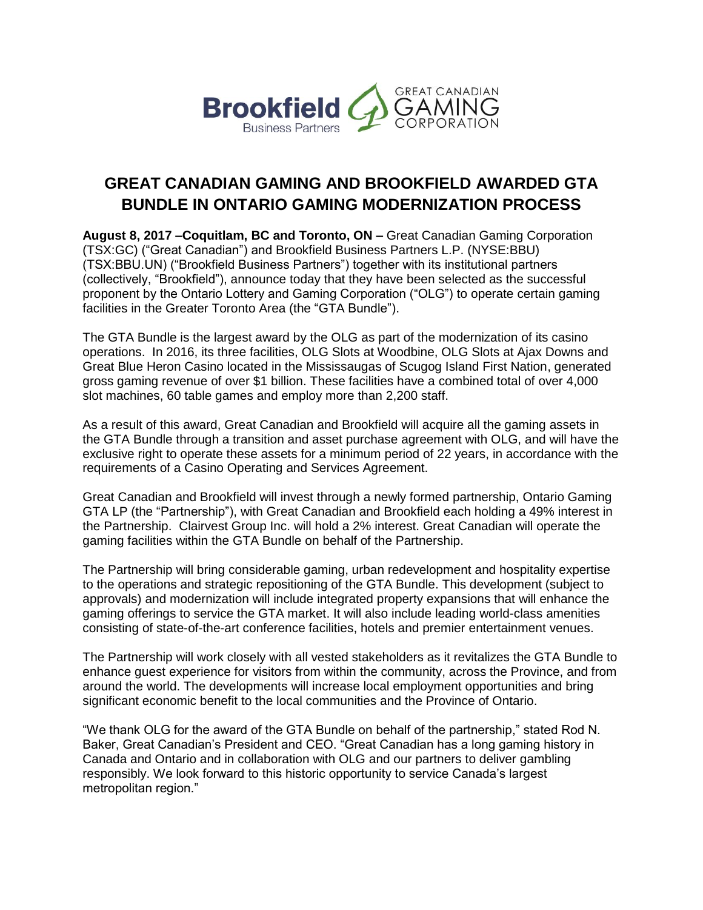# GREAT CANADIAN GAMING AND BROOKFIELD AWARDED GTA BUNDLE IN ONTARIO GAMING MODERNIZATION PROCESS

**August 8, 2017 –Coquitlam, BC and Toronto, ON –** Great Canadian Gaming Corporation (TSX:GC) ("Great Canadian") and Brookfield Business Partners L.P. (NYSE:BBU) (TSX:BBU.UN) ("Brookfield Business Partners") together with its institutional partners (collectively, "Brookfield"), announce today that they have been selected as the successful proponent by the Ontario Lottery and Gaming Corporation ("OLG") to operate certain gaming facilities in the Greater Toronto Area (the "GTA Bundle").

The GTA Bundle is the largest award by the OLG as part of the modernization of its casino operations. In 2016, its three facilities, OLG Slots at Woodbine, OLG Slots at Ajax Downs and Great Blue Heron Casino located in the Mississaugas of Scugog Island First Nation, generated gross gaming revenue of over $1 billion. These facilities have a combined total of over 4,000 slot machines, 60 table games and employ more than 2,200 staff.

As a result of this award, Great Canadian and Brookfield will acquire all the gaming assets in the GTA Bundle through a transition and asset purchase agreement with OLG, and will have the exclusive right to operate these assets for a minimum period of 22 years, in accordance with the requirements of a Casino Operating and Services Agreement.

Great Canadian and Brookfield will invest through a newly formed partnership, Ontario Gaming GTA LP (the "Partnership"), with Great Canadian and Brookfield each holding a 49% interest in the Partnership. Clairvest Group Inc. will hold a 2% interest. Great Canadian will operate the gaming facilities within the GTA Bundle on behalf of the Partnership.

The Partnership will bring considerable gaming, urban redevelopment and hospitality expertise to the operations and strategic repositioning of the GTA Bundle. This development (subject to approvals) and modernization will include integrated property expansions that will enhance the gaming offerings to service the GTA market. It will also include leading world-class amenities consisting of state-of-the-art conference facilities, hotels and premier entertainment venues.

The Partnership will work closely with all vested stakeholders as it revitalizes the GTA Bundle to enhance guest experience for visitors from within the community, across the Province, and from around the world. The developments will increase local employment opportunities and bring significant economic benefit to the local communities and the Province of Ontario.

"We thank OLG for the award of the GTA Bundle on behalf of the partnership," stated Rod N. Baker, Great Canadian's President and CEO. "Great Canadian has a long gaming history in Canada and Ontario and in collaboration with OLG and our partners to deliver gambling responsibly. We look forward to this historic opportunity to service Canada's largest metropolitan region."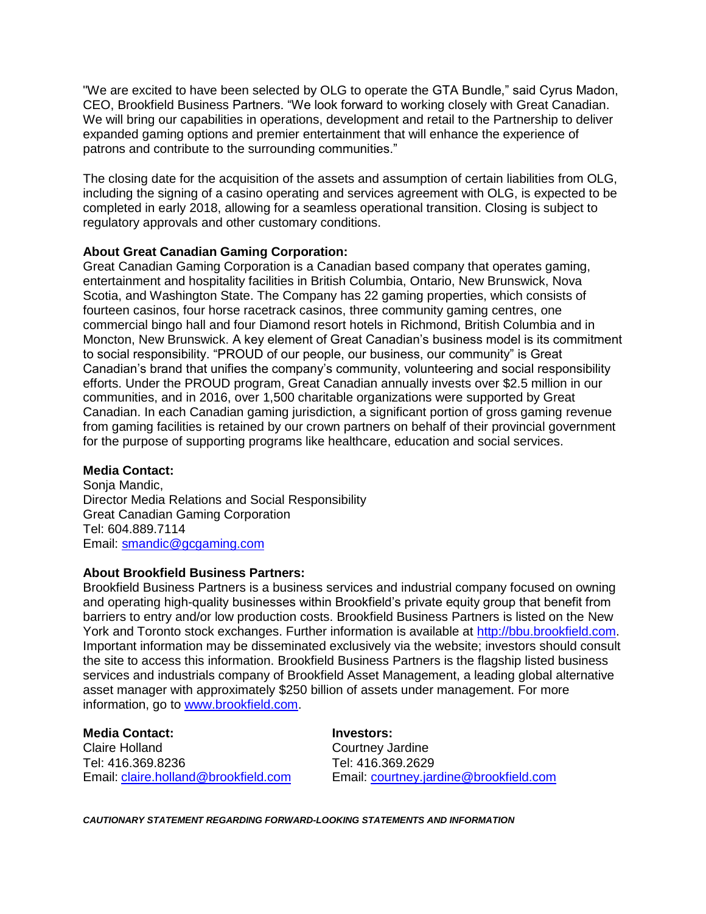"We are excited to have been selected by OLG to operate the GTA Bundle," said Cyrus Madon, CEO, Brookfield Business Partners. "We look forward to working closely with Great Canadian. We will bring our capabilities in operations, development and retail to the Partnership to deliver expanded gaming options and premier entertainment that will enhance the experience of patrons and contribute to the surrounding communities."

The closing date for the acquisition of the assets and assumption of certain liabilities from OLG, including the signing of a casino operating and services agreement with OLG, is expected to be completed in early 2018, allowing for a seamless operational transition. Closing is subject to regulatory approvals and other customary conditions.

**About Great Canadian Gaming Corporation:**
Great Canadian Gaming Corporation is a Canadian based company that operates gaming, entertainment and hospitality facilities in British Columbia, Ontario, New Brunswick, Nova Scotia, and Washington State. The Company has 22 gaming properties, which consists of fourteen casinos, four horse racetrack casinos, three community gaming centres, one commercial bingo hall and four Diamond resort hotels in Richmond, British Columbia and in Moncton, New Brunswick. A key element of Great Canadian's business model is its commitment to social responsibility. "PROUD of our people, our business, our community" is Great Canadian's brand that unifies the company's community, volunteering and social responsibility efforts. Under the PROUD program, Great Canadian annually invests over $2.5 million in our communities, and in 2016, over 1,500 charitable organizations were supported by Great Canadian. In each Canadian gaming jurisdiction, a significant portion of gross gaming revenue from gaming facilities is retained by our crown partners on behalf of their provincial government for the purpose of supporting programs like healthcare, education and social services.

**Media Contact:**
Sonja Mandic,
Director Media Relations and Social Responsibility
Great Canadian Gaming Corporation
Tel: 604.889.7114
Email: smandic@gcgaming.com

**About Brookfield Business Partners:**
Brookfield Business Partners is a business services and industrial company focused on owning and operating high-quality businesses within Brookfield's private equity group that benefit from barriers to entry and/or low production costs. Brookfield Business Partners is listed on the New York and Toronto stock exchanges. Further information is available at http://bbu.brookfield.com. Important information may be disseminated exclusively via the website; investors should consult the site to access this information. Brookfield Business Partners is the flagship listed business services and industrials company of Brookfield Asset Management, a leading global alternative asset manager with approximately $250 billion of assets under management. For more information, go to www.brookfield.com.

**Media Contact:**
Claire Holland
Tel: 416.369.8236
Email: claire.holland@brookfield.com

**Investors:**
Courtney Jardine
Tel: 416.369.2629
Email: courtney.jardine@brookfield.com

***CAUTIONARY STATEMENT REGARDING FORWARD-LOOKING STATEMENTS AND INFORMATION***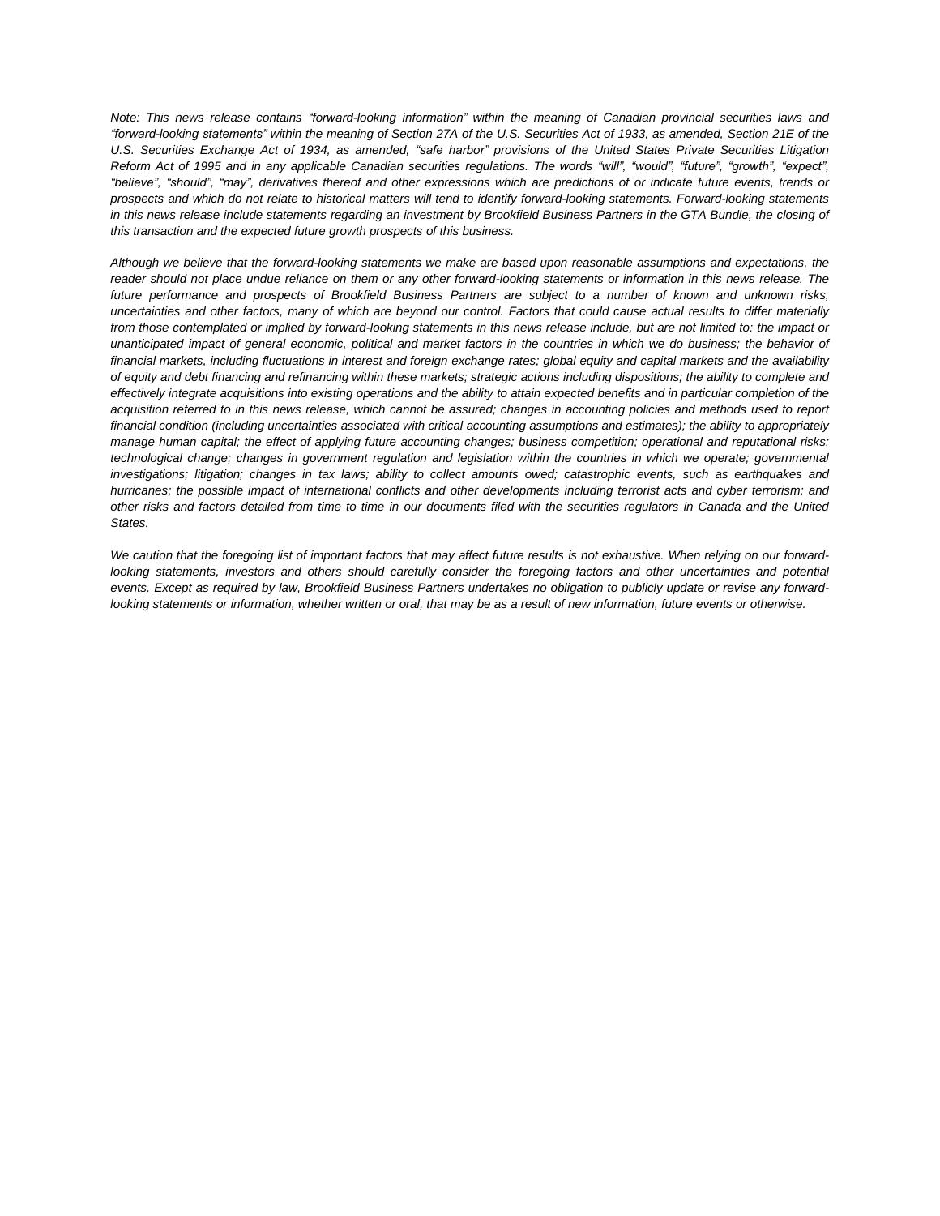*Note: This news release contains "forward-looking information" within the meaning of Canadian provincial securities laws and "forward-looking statements" within the meaning of Section 27A of the U.S. Securities Act of 1933, as amended, Section 21E of the U.S. Securities Exchange Act of 1934, as amended, "safe harbor" provisions of the United States Private Securities Litigation Reform Act of 1995 and in any applicable Canadian securities regulations. The words "will", "would", "future", "growth", "expect", "believe", "should", "may", derivatives thereof and other expressions which are predictions of or indicate future events, trends or prospects and which do not relate to historical matters will tend to identify forward-looking statements. Forward-looking statements in this news release include statements regarding an investment by Brookfield Business Partners in the GTA Bundle, the closing of this transaction and the expected future growth prospects of this business.*

*Although we believe that the forward-looking statements we make are based upon reasonable assumptions and expectations, the reader should not place undue reliance on them or any other forward-looking statements or information in this news release. The future performance and prospects of Brookfield Business Partners are subject to a number of known and unknown risks, uncertainties and other factors, many of which are beyond our control. Factors that could cause actual results to differ materially from those contemplated or implied by forward-looking statements in this news release include, but are not limited to: the impact or unanticipated impact of general economic, political and market factors in the countries in which we do business; the behavior of financial markets, including fluctuations in interest and foreign exchange rates; global equity and capital markets and the availability of equity and debt financing and refinancing within these markets; strategic actions including dispositions; the ability to complete and effectively integrate acquisitions into existing operations and the ability to attain expected benefits and in particular completion of the acquisition referred to in this news release, which cannot be assured; changes in accounting policies and methods used to report financial condition (including uncertainties associated with critical accounting assumptions and estimates); the ability to appropriately manage human capital; the effect of applying future accounting changes; business competition; operational and reputational risks; technological change; changes in government regulation and legislation within the countries in which we operate; governmental investigations; litigation; changes in tax laws; ability to collect amounts owed; catastrophic events, such as earthquakes and hurricanes; the possible impact of international conflicts and other developments including terrorist acts and cyber terrorism; and other risks and factors detailed from time to time in our documents filed with the securities regulators in Canada and the United States.*

*We caution that the foregoing list of important factors that may affect future results is not exhaustive. When relying on our forward-looking statements, investors and others should carefully consider the foregoing factors and other uncertainties and potential events. Except as required by law, Brookfield Business Partners undertakes no obligation to publicly update or revise any forward-looking statements or information, whether written or oral, that may be as a result of new information, future events or otherwise.*